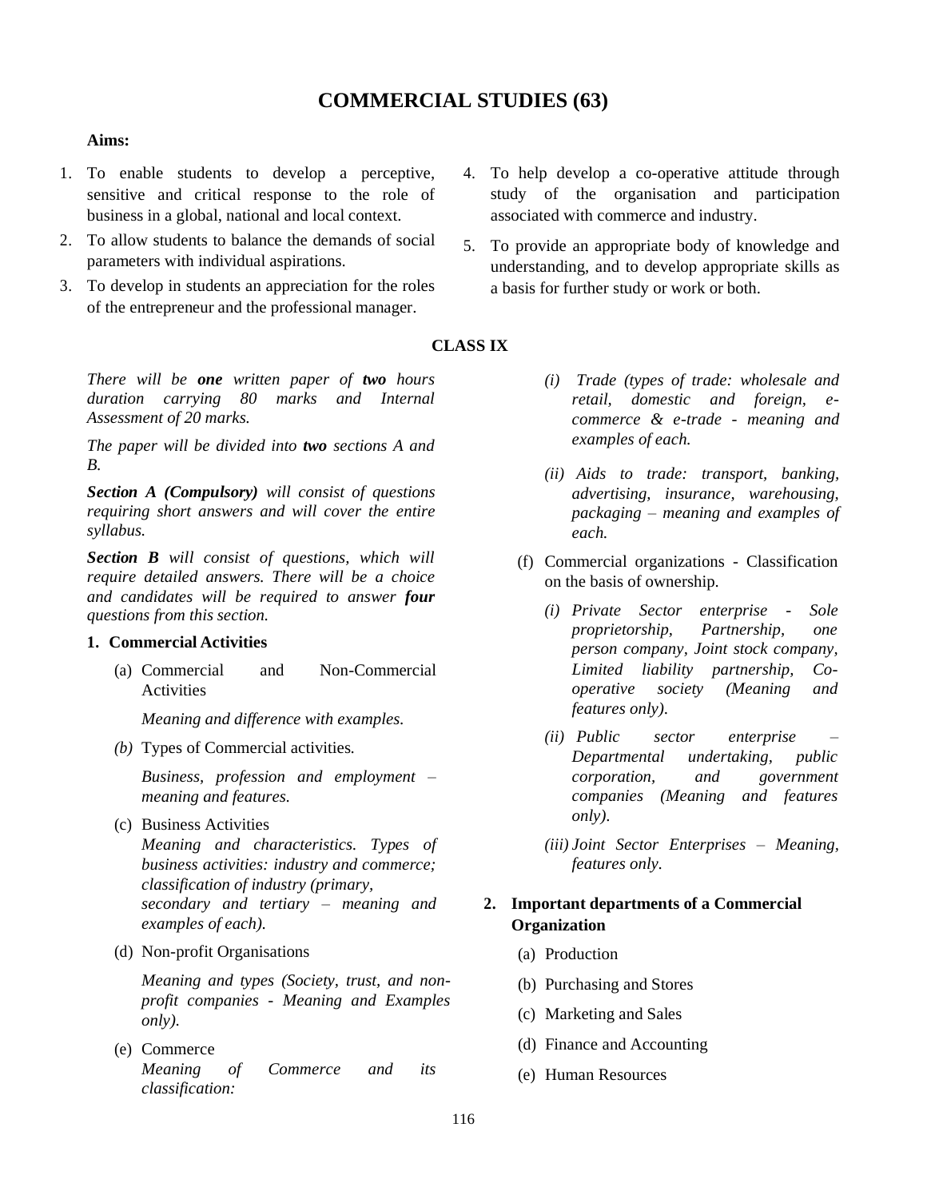# COMMERCIAL STUDIES (63)

**Aims:**

1. To enable students to develop a perceptive, sensitive and critical response to the role of business in a global, national and local context.
2. To allow students to balance the demands of social parameters with individual aspirations.
3. To develop in students an appreciation for the roles of the entrepreneur and the professional manager.
4. To help develop a co-operative attitude through study of the organisation and participation associated with commerce and industry.
5. To provide an appropriate body of knowledge and understanding, and to develop appropriate skills as a basis for further study or work or both.

## CLASS IX

*There will be **one** written paper of **two** hours duration carrying 80 marks and Internal Assessment of 20 marks.*

*The paper will be divided into **two** sections A and B.*

***Section A (Compulsory)** will consist of questions requiring short answers and will cover the entire syllabus.*

***Section B** will consist of questions, which will require detailed answers. There will be a choice and candidates will be required to answer **four** questions from this section.*

### 1. Commercial Activities

(a) Commercial and Non-Commercial Activities

*Meaning and difference with examples.*

*(b)* Types of Commercial activities.

*Business, profession and employment – meaning and features.*

(c) Business Activities

*Meaning and characteristics. Types of business activities: industry and commerce; classification of industry (primary, secondary and tertiary – meaning and examples of each).*

(d) Non-profit Organisations

*Meaning and types (Society, trust, and non-profit companies - Meaning and Examples only).*

(e) Commerce

*Meaning of Commerce and its classification:*

*(i) Trade (types of trade: wholesale and retail, domestic and foreign, e-commerce & e-trade - meaning and examples of each.*

*(ii) Aids to trade: transport, banking, advertising, insurance, warehousing, packaging – meaning and examples of each.*

(f) Commercial organizations - Classification on the basis of ownership.

*(i) Private Sector enterprise - Sole proprietorship, Partnership, one person company, Joint stock company, Limited liability partnership, Co-operative society (Meaning and features only).*

*(ii) Public sector enterprise – Departmental undertaking, public corporation, and government companies (Meaning and features only).*

*(iii) Joint Sector Enterprises – Meaning, features only.*

### 2. Important departments of a Commercial Organization

(a) Production

(b) Purchasing and Stores

(c) Marketing and Sales

(d) Finance and Accounting

(e) Human Resources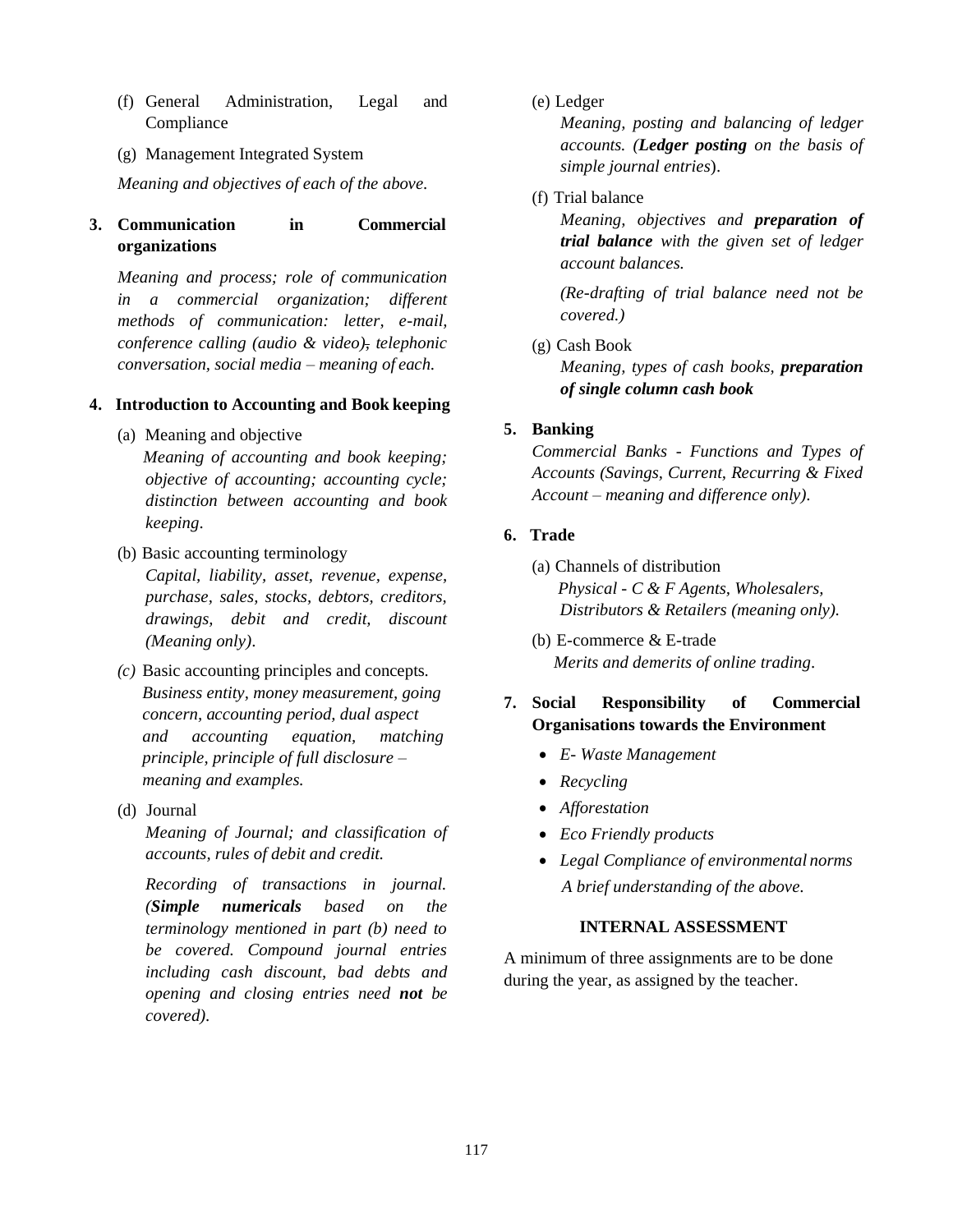(f) General Administration, Legal and Compliance

(g) Management Integrated System

*Meaning and objectives of each of the above.*

**3. Communication in Commercial organizations**

*Meaning and process; role of communication in a commercial organization; different methods of communication: letter, e-mail, conference calling (audio & video), telephonic conversation, social media – meaning of each.*

**4. Introduction to Accounting and Book keeping**

(a) Meaning and objective

*Meaning of accounting and book keeping; objective of accounting; accounting cycle; distinction between accounting and book keeping.*

(b) Basic accounting terminology

*Capital, liability, asset, revenue, expense, purchase, sales, stocks, debtors, creditors, drawings, debit and credit, discount (Meaning only).*

*(c)* Basic accounting principles and concepts.

*Business entity, money measurement, going concern, accounting period, dual aspect and accounting equation, matching principle, principle of full disclosure – meaning and examples.*

(d) Journal

*Meaning of Journal; and classification of accounts, rules of debit and credit.*

*Recording of transactions in journal. (**Simple numericals** based on the terminology mentioned in part (b) need to be covered. Compound journal entries including cash discount, bad debts and opening and closing entries need **not** be covered).*

(e) Ledger

*Meaning, posting and balancing of ledger accounts. (**Ledger posting** on the basis of simple journal entries).*

(f) Trial balance

*Meaning, objectives and **preparation of trial balance** with the given set of ledger account balances.*

*(Re-drafting of trial balance need not be covered.)*

(g) Cash Book

*Meaning, types of cash books, **preparation of single column cash book***

**5. Banking**

*Commercial Banks - Functions and Types of Accounts (Savings, Current, Recurring & Fixed Account – meaning and difference only).*

**6. Trade**

(a) Channels of distribution

*Physical - C & F Agents, Wholesalers, Distributors & Retailers (meaning only).*

(b) E-commerce & E-trade

*Merits and demerits of online trading.*

**7. Social Responsibility of Commercial Organisations towards the Environment**

- *E- Waste Management*
- *Recycling*
- *Afforestation*
- *Eco Friendly products*
- *Legal Compliance of environmental norms*

*A brief understanding of the above.*

**INTERNAL ASSESSMENT**

A minimum of three assignments are to be done during the year, as assigned by the teacher.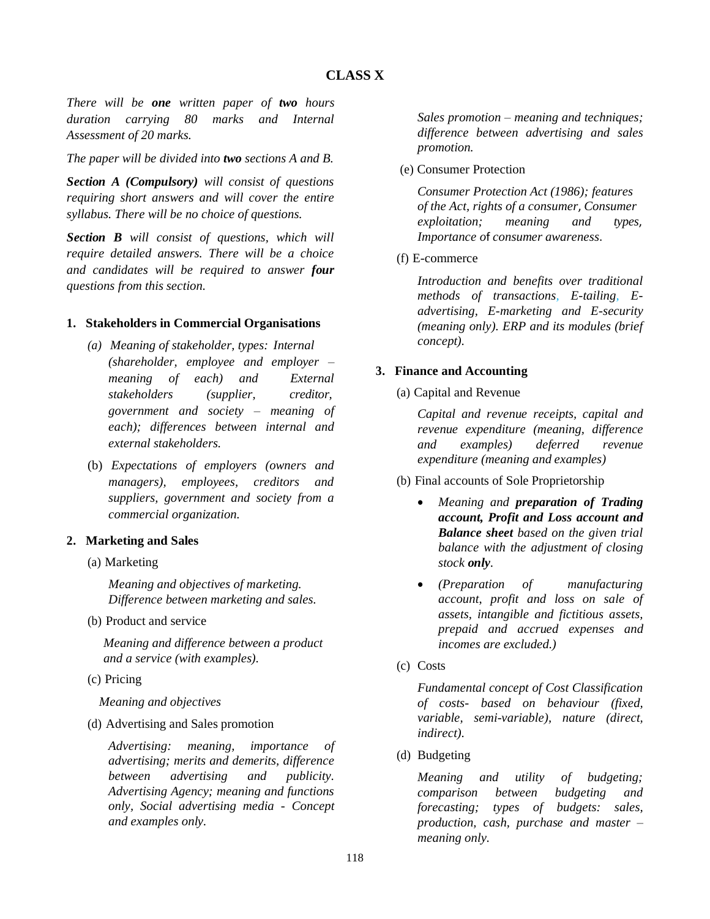## CLASS X

*There will be **one** written paper of **two** hours duration carrying 80 marks and Internal Assessment of 20 marks.*

*The paper will be divided into **two** sections A and B.*

***Section A (Compulsory)** will consist of questions requiring short answers and will cover the entire syllabus. There will be no choice of questions.*

***Section B** will consist of questions, which will require detailed answers. There will be a choice and candidates will be required to answer **four** questions from this section.*

### 1. Stakeholders in Commercial Organisations

(a) *Meaning of stakeholder, types: Internal (shareholder, employee and employer – meaning of each) and External stakeholders (supplier, creditor, government and society – meaning of each); differences between internal and external stakeholders.*

(b) *Expectations of employers (owners and managers), employees, creditors and suppliers, government and society from a commercial organization.*

### 2. Marketing and Sales

(a) Marketing

*Meaning and objectives of marketing. Difference between marketing and sales.*

(b) Product and service

*Meaning and difference between a product and a service (with examples).*

(c) Pricing

*Meaning and objectives*

(d) Advertising and Sales promotion

*Advertising: meaning, importance of advertising; merits and demerits, difference between advertising and publicity. Advertising Agency; meaning and functions only, Social advertising media - Concept and examples only.*

*Sales promotion – meaning and techniques; difference between advertising and sales promotion.*

(e) Consumer Protection

*Consumer Protection Act (1986); features of the Act, rights of a consumer, Consumer exploitation; meaning and types, Importance of consumer awareness.*

(f) E-commerce

*Introduction and benefits over traditional methods of transactions, E-tailing, E-advertising, E-marketing and E-security (meaning only). ERP and its modules (brief concept).*

### 3. Finance and Accounting

(a) Capital and Revenue

*Capital and revenue receipts, capital and revenue expenditure (meaning, difference and examples) deferred revenue expenditure (meaning and examples)*

(b) Final accounts of Sole Proprietorship

- *Meaning and **preparation of Trading account, Profit and Loss account and Balance sheet** based on the given trial balance with the adjustment of closing stock **only**.*
- *(Preparation of manufacturing account, profit and loss on sale of assets, intangible and fictitious assets, prepaid and accrued expenses and incomes are excluded.)*

(c) Costs

*Fundamental concept of Cost Classification of costs- based on behaviour (fixed, variable, semi-variable), nature (direct, indirect).*

(d) Budgeting

*Meaning and utility of budgeting; comparison between budgeting and forecasting; types of budgets: sales, production, cash, purchase and master – meaning only.*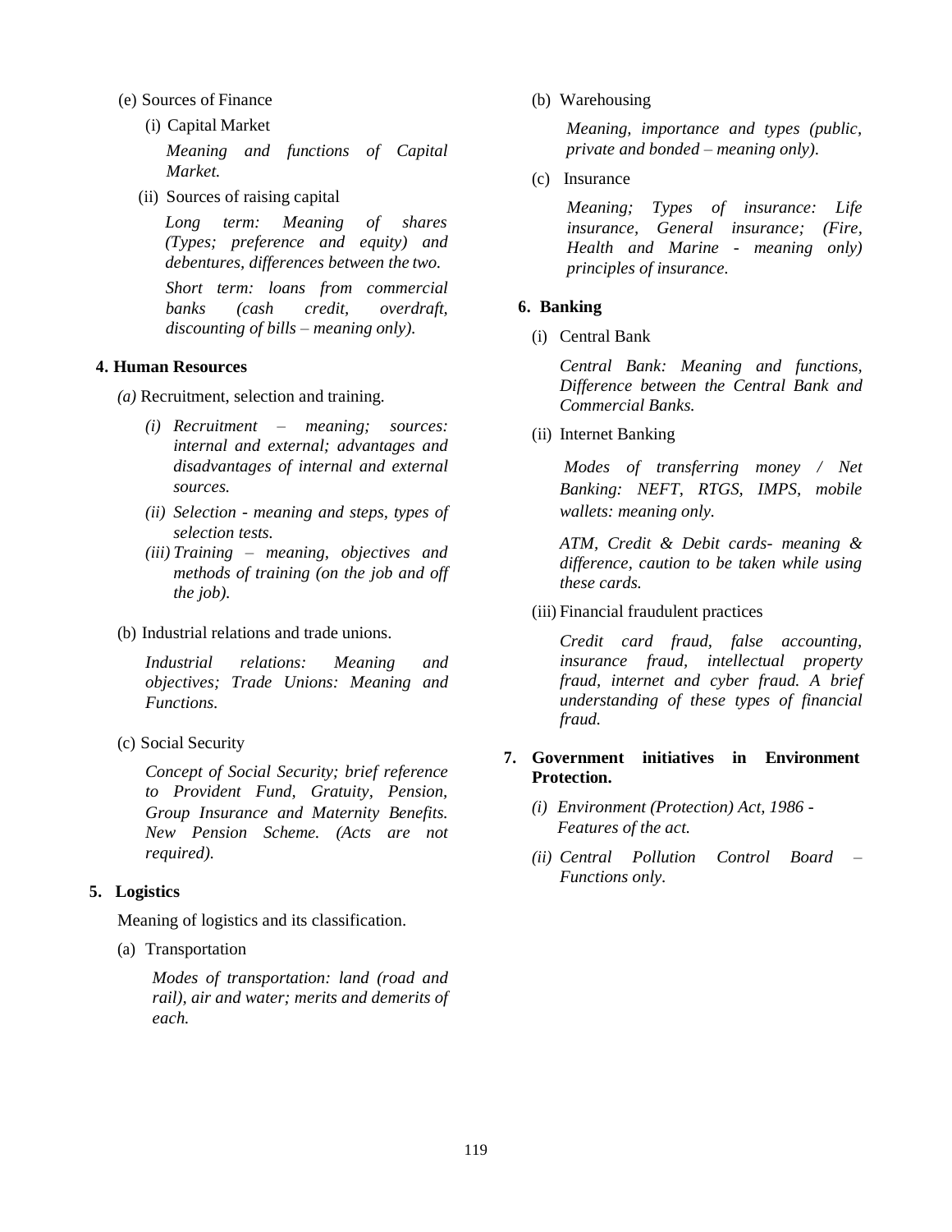(e) Sources of Finance

(i) Capital Market

*Meaning and functions of Capital Market.*

(ii) Sources of raising capital

*Long term: Meaning of shares (Types; preference and equity) and debentures, differences between the two.*

*Short term: loans from commercial banks (cash credit, overdraft, discounting of bills – meaning only).*

**4. Human Resources**

*(a)* Recruitment, selection and training.

*(i) Recruitment – meaning; sources: internal and external; advantages and disadvantages of internal and external sources.*

*(ii) Selection - meaning and steps, types of selection tests.*

*(iii) Training – meaning, objectives and methods of training (on the job and off the job).*

(b) Industrial relations and trade unions.

*Industrial relations: Meaning and objectives; Trade Unions: Meaning and Functions.*

(c) Social Security

*Concept of Social Security; brief reference to Provident Fund, Gratuity, Pension, Group Insurance and Maternity Benefits. New Pension Scheme. (Acts are not required).*

**5. Logistics**

Meaning of logistics and its classification.

(a) Transportation

*Modes of transportation: land (road and rail), air and water; merits and demerits of each.*

(b) Warehousing

*Meaning, importance and types (public, private and bonded – meaning only).*

(c) Insurance

*Meaning; Types of insurance: Life insurance, General insurance; (Fire, Health and Marine - meaning only) principles of insurance.*

**6. Banking**

(i) Central Bank

*Central Bank: Meaning and functions, Difference between the Central Bank and Commercial Banks.*

(ii) Internet Banking

*Modes of transferring money / Net Banking: NEFT, RTGS, IMPS, mobile wallets: meaning only.*

*ATM, Credit & Debit cards- meaning & difference, caution to be taken while using these cards.*

(iii) Financial fraudulent practices

*Credit card fraud, false accounting, insurance fraud, intellectual property fraud, internet and cyber fraud. A brief understanding of these types of financial fraud.*

**7. Government initiatives in Environment Protection.**

*(i) Environment (Protection) Act, 1986 - Features of the act.*

*(ii) Central Pollution Control Board – Functions only.*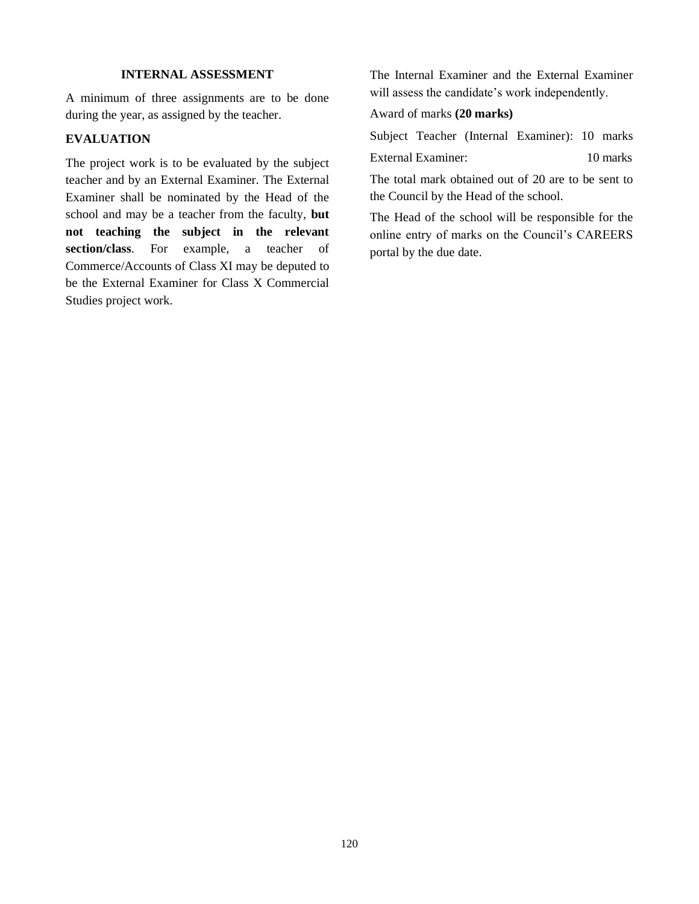### INTERNAL ASSESSMENT

A minimum of three assignments are to be done during the year, as assigned by the teacher.

### EVALUATION

The project work is to be evaluated by the subject teacher and by an External Examiner. The External Examiner shall be nominated by the Head of the school and may be a teacher from the faculty, **but not teaching the subject in the relevant section/class**. For example, a teacher of Commerce/Accounts of Class XI may be deputed to be the External Examiner for Class X Commercial Studies project work.

The Internal Examiner and the External Examiner will assess the candidate's work independently.

Award of marks **(20 marks)**

Subject Teacher (Internal Examiner): 10 marks

External Examiner: 10 marks

The total mark obtained out of 20 are to be sent to the Council by the Head of the school.

The Head of the school will be responsible for the online entry of marks on the Council's CAREERS portal by the due date.